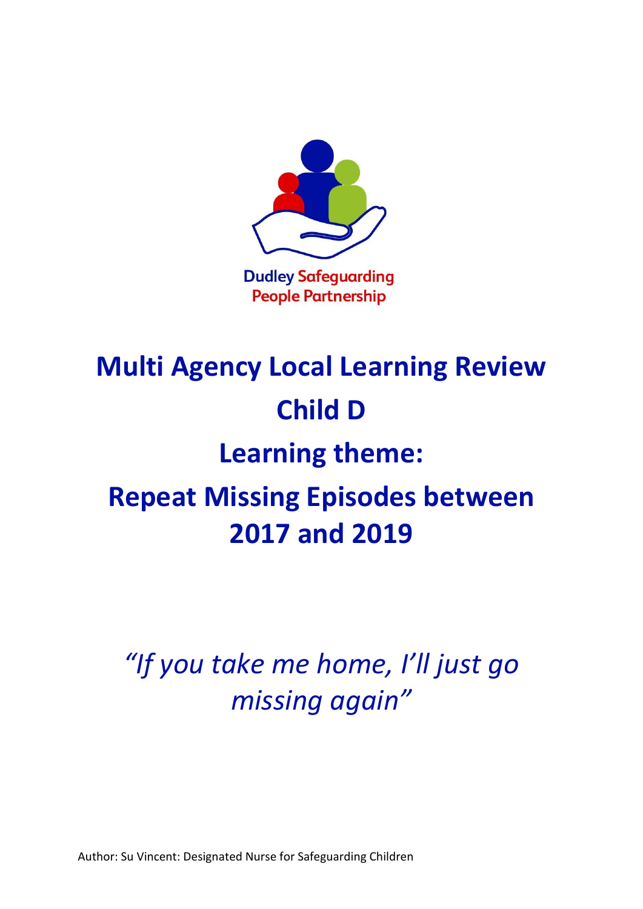Dudley Safeguarding People Partnership

# Multi Agency Local Learning Review

# Child D

# Learning theme:

# Repeat Missing Episodes between 2017 and 2019

*"If you take me home, I'll just go missing again"*

Author: Su Vincent: Designated Nurse for Safeguarding Children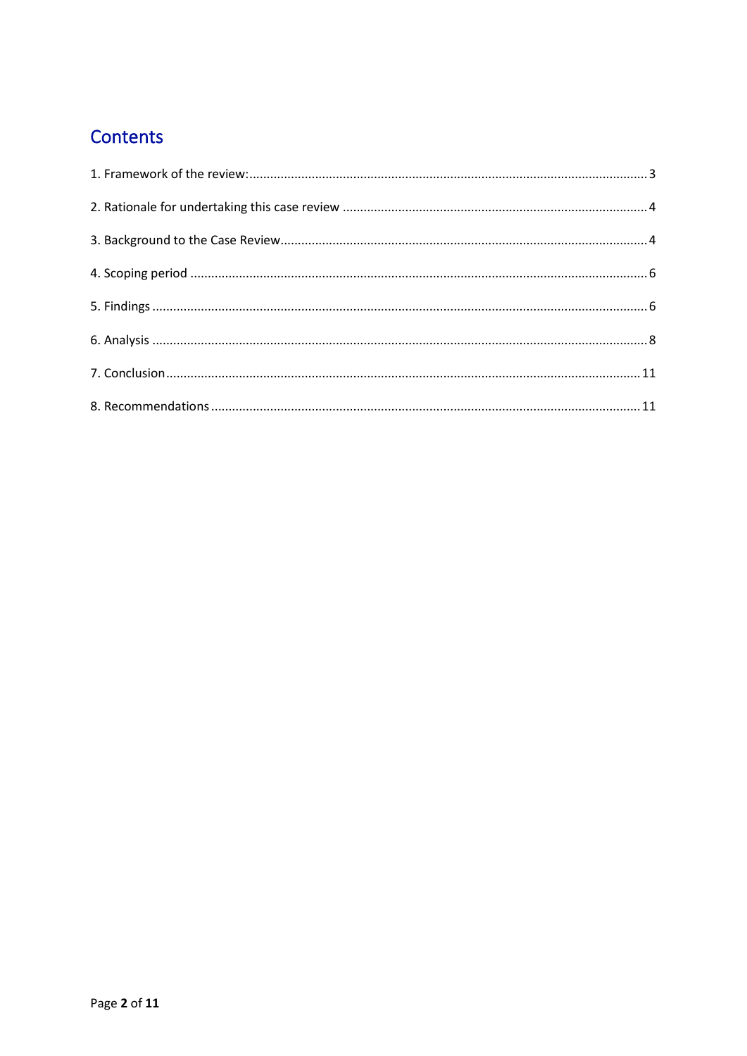## Contents

1. Framework of the review: .......... 3
2. Rationale for undertaking this case review .......... 4
3. Background to the Case Review .......... 4
4. Scoping period .......... 6
5. Findings .......... 6
6. Analysis .......... 8
7. Conclusion .......... 11
8. Recommendations .......... 11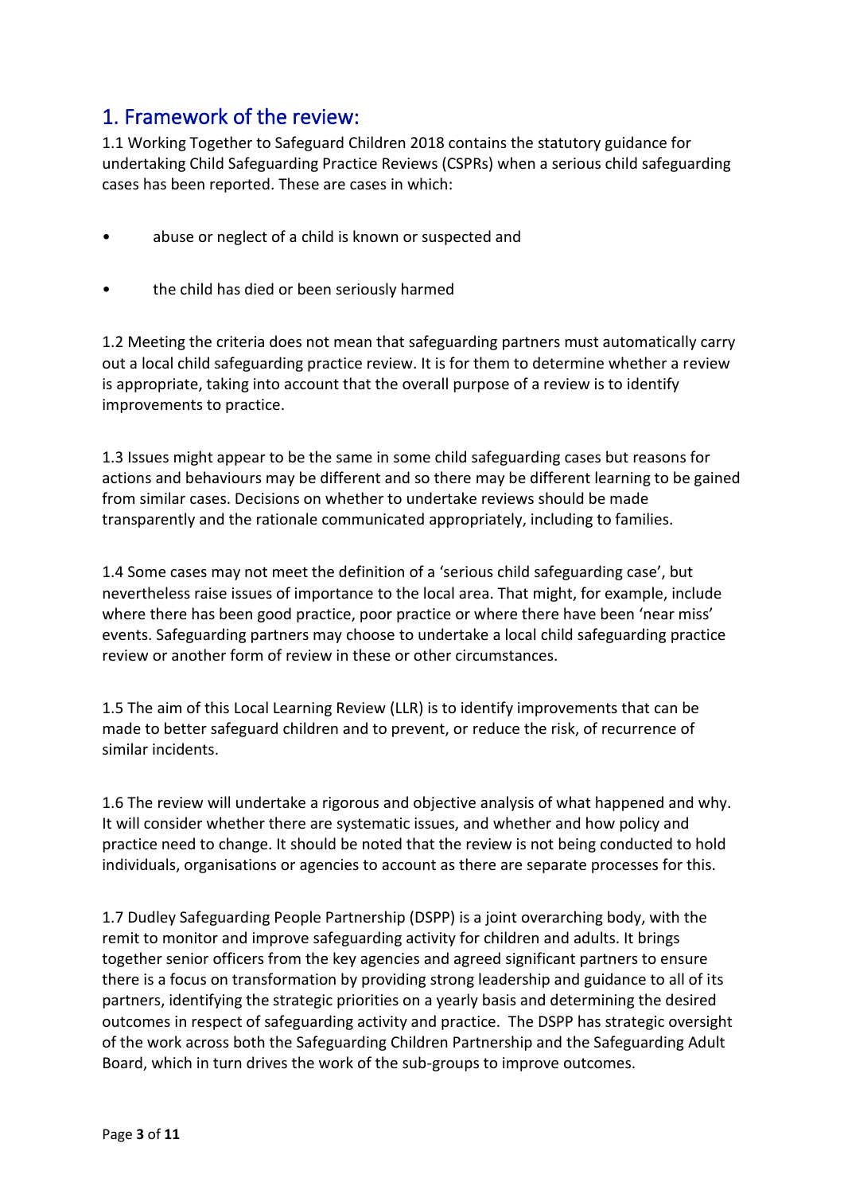## 1. Framework of the review:

1.1 Working Together to Safeguard Children 2018 contains the statutory guidance for undertaking Child Safeguarding Practice Reviews (CSPRs) when a serious child safeguarding cases has been reported. These are cases in which:

- abuse or neglect of a child is known or suspected and
- the child has died or been seriously harmed

1.2 Meeting the criteria does not mean that safeguarding partners must automatically carry out a local child safeguarding practice review. It is for them to determine whether a review is appropriate, taking into account that the overall purpose of a review is to identify improvements to practice.

1.3 Issues might appear to be the same in some child safeguarding cases but reasons for actions and behaviours may be different and so there may be different learning to be gained from similar cases. Decisions on whether to undertake reviews should be made transparently and the rationale communicated appropriately, including to families.

1.4 Some cases may not meet the definition of a 'serious child safeguarding case', but nevertheless raise issues of importance to the local area. That might, for example, include where there has been good practice, poor practice or where there have been 'near miss' events. Safeguarding partners may choose to undertake a local child safeguarding practice review or another form of review in these or other circumstances.

1.5 The aim of this Local Learning Review (LLR) is to identify improvements that can be made to better safeguard children and to prevent, or reduce the risk, of recurrence of similar incidents.

1.6 The review will undertake a rigorous and objective analysis of what happened and why. It will consider whether there are systematic issues, and whether and how policy and practice need to change. It should be noted that the review is not being conducted to hold individuals, organisations or agencies to account as there are separate processes for this.

1.7 Dudley Safeguarding People Partnership (DSPP) is a joint overarching body, with the remit to monitor and improve safeguarding activity for children and adults. It brings together senior officers from the key agencies and agreed significant partners to ensure there is a focus on transformation by providing strong leadership and guidance to all of its partners, identifying the strategic priorities on a yearly basis and determining the desired outcomes in respect of safeguarding activity and practice. The DSPP has strategic oversight of the work across both the Safeguarding Children Partnership and the Safeguarding Adult Board, which in turn drives the work of the sub-groups to improve outcomes.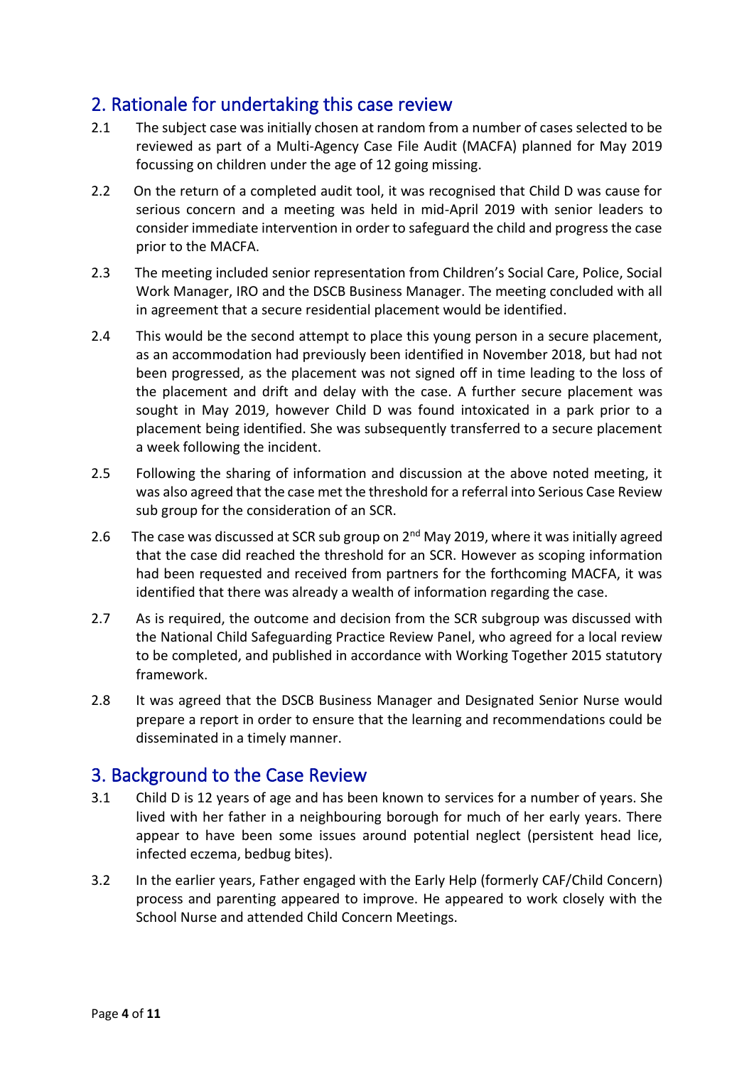## 2. Rationale for undertaking this case review

2.1 The subject case was initially chosen at random from a number of cases selected to be reviewed as part of a Multi-Agency Case File Audit (MACFA) planned for May 2019 focussing on children under the age of 12 going missing.

2.2 On the return of a completed audit tool, it was recognised that Child D was cause for serious concern and a meeting was held in mid-April 2019 with senior leaders to consider immediate intervention in order to safeguard the child and progress the case prior to the MACFA.

2.3 The meeting included senior representation from Children's Social Care, Police, Social Work Manager, IRO and the DSCB Business Manager. The meeting concluded with all in agreement that a secure residential placement would be identified.

2.4 This would be the second attempt to place this young person in a secure placement, as an accommodation had previously been identified in November 2018, but had not been progressed, as the placement was not signed off in time leading to the loss of the placement and drift and delay with the case. A further secure placement was sought in May 2019, however Child D was found intoxicated in a park prior to a placement being identified. She was subsequently transferred to a secure placement a week following the incident.

2.5 Following the sharing of information and discussion at the above noted meeting, it was also agreed that the case met the threshold for a referral into Serious Case Review sub group for the consideration of an SCR.

2.6 The case was discussed at SCR sub group on 2nd May 2019, where it was initially agreed that the case did reached the threshold for an SCR. However as scoping information had been requested and received from partners for the forthcoming MACFA, it was identified that there was already a wealth of information regarding the case.

2.7 As is required, the outcome and decision from the SCR subgroup was discussed with the National Child Safeguarding Practice Review Panel, who agreed for a local review to be completed, and published in accordance with Working Together 2015 statutory framework.

2.8 It was agreed that the DSCB Business Manager and Designated Senior Nurse would prepare a report in order to ensure that the learning and recommendations could be disseminated in a timely manner.

## 3. Background to the Case Review

3.1 Child D is 12 years of age and has been known to services for a number of years. She lived with her father in a neighbouring borough for much of her early years. There appear to have been some issues around potential neglect (persistent head lice, infected eczema, bedbug bites).

3.2 In the earlier years, Father engaged with the Early Help (formerly CAF/Child Concern) process and parenting appeared to improve. He appeared to work closely with the School Nurse and attended Child Concern Meetings.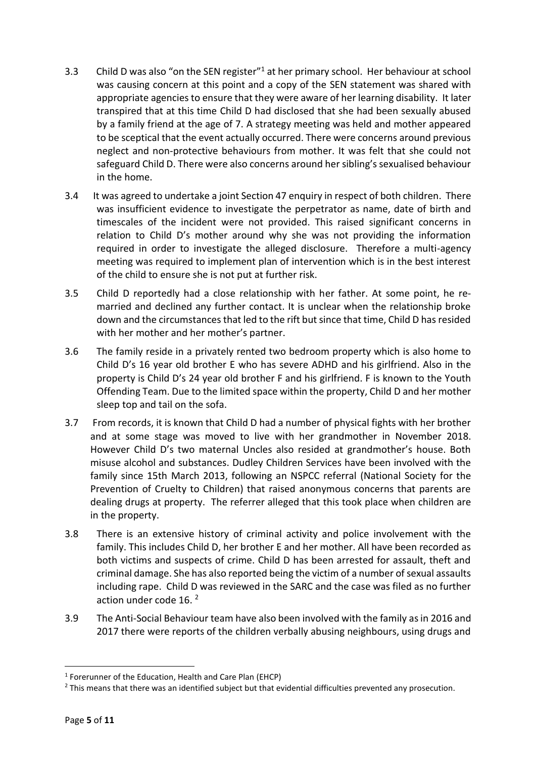3.3 Child D was also "on the SEN register"[1] at her primary school. Her behaviour at school was causing concern at this point and a copy of the SEN statement was shared with appropriate agencies to ensure that they were aware of her learning disability. It later transpired that at this time Child D had disclosed that she had been sexually abused by a family friend at the age of 7. A strategy meeting was held and mother appeared to be sceptical that the event actually occurred. There were concerns around previous neglect and non-protective behaviours from mother. It was felt that she could not safeguard Child D. There were also concerns around her sibling's sexualised behaviour in the home.

3.4 It was agreed to undertake a joint Section 47 enquiry in respect of both children. There was insufficient evidence to investigate the perpetrator as name, date of birth and timescales of the incident were not provided. This raised significant concerns in relation to Child D's mother around why she was not providing the information required in order to investigate the alleged disclosure. Therefore a multi-agency meeting was required to implement plan of intervention which is in the best interest of the child to ensure she is not put at further risk.

3.5 Child D reportedly had a close relationship with her father. At some point, he re-married and declined any further contact. It is unclear when the relationship broke down and the circumstances that led to the rift but since that time, Child D has resided with her mother and her mother's partner.

3.6 The family reside in a privately rented two bedroom property which is also home to Child D's 16 year old brother E who has severe ADHD and his girlfriend. Also in the property is Child D's 24 year old brother F and his girlfriend. F is known to the Youth Offending Team. Due to the limited space within the property, Child D and her mother sleep top and tail on the sofa.

3.7 From records, it is known that Child D had a number of physical fights with her brother and at some stage was moved to live with her grandmother in November 2018. However Child D's two maternal Uncles also resided at grandmother's house. Both misuse alcohol and substances. Dudley Children Services have been involved with the family since 15th March 2013, following an NSPCC referral (National Society for the Prevention of Cruelty to Children) that raised anonymous concerns that parents are dealing drugs at property. The referrer alleged that this took place when children are in the property.

3.8 There is an extensive history of criminal activity and police involvement with the family. This includes Child D, her brother E and her mother. All have been recorded as both victims and suspects of crime. Child D has been arrested for assault, theft and criminal damage. She has also reported being the victim of a number of sexual assaults including rape. Child D was reviewed in the SARC and the case was filed as no further action under code 16. [2]

3.9 The Anti-Social Behaviour team have also been involved with the family as in 2016 and 2017 there were reports of the children verbally abusing neighbours, using drugs and

---

[1] Forerunner of the Education, Health and Care Plan (EHCP)

[2] This means that there was an identified subject but that evidential difficulties prevented any prosecution.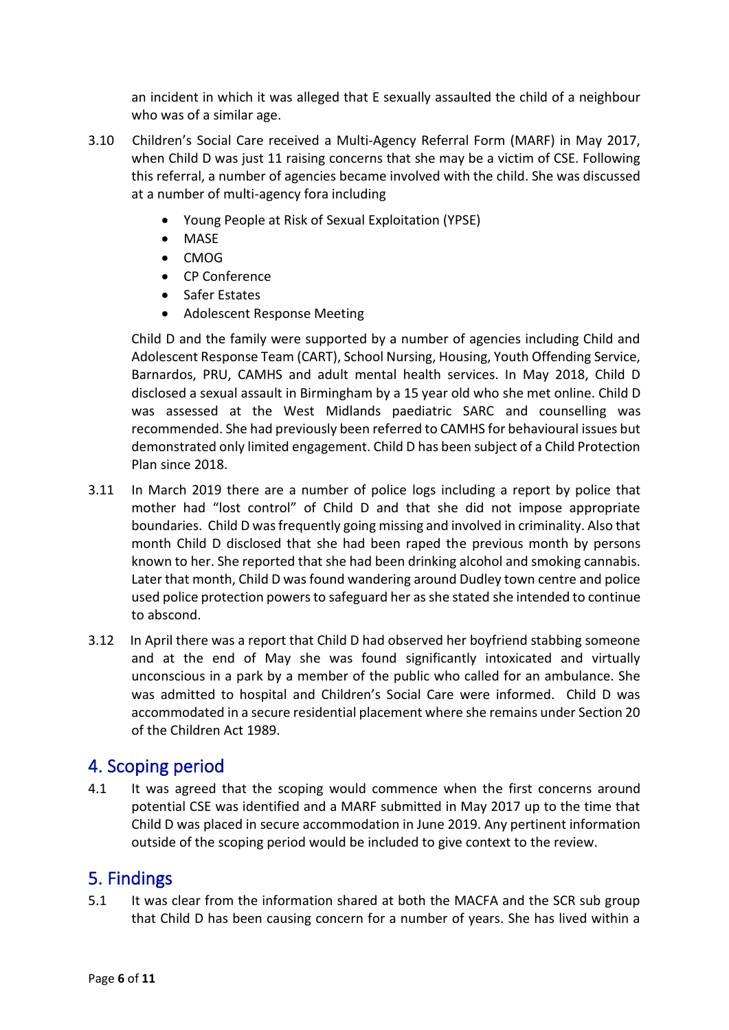an incident in which it was alleged that E sexually assaulted the child of a neighbour who was of a similar age.

3.10 Children's Social Care received a Multi-Agency Referral Form (MARF) in May 2017, when Child D was just 11 raising concerns that she may be a victim of CSE. Following this referral, a number of agencies became involved with the child. She was discussed at a number of multi-agency fora including

- Young People at Risk of Sexual Exploitation (YPSE)
- MASE
- CMOG
- CP Conference
- Safer Estates
- Adolescent Response Meeting

Child D and the family were supported by a number of agencies including Child and Adolescent Response Team (CART), School Nursing, Housing, Youth Offending Service, Barnardos, PRU, CAMHS and adult mental health services. In May 2018, Child D disclosed a sexual assault in Birmingham by a 15 year old who she met online. Child D was assessed at the West Midlands paediatric SARC and counselling was recommended. She had previously been referred to CAMHS for behavioural issues but demonstrated only limited engagement. Child D has been subject of a Child Protection Plan since 2018.

3.11 In March 2019 there are a number of police logs including a report by police that mother had "lost control" of Child D and that she did not impose appropriate boundaries. Child D was frequently going missing and involved in criminality. Also that month Child D disclosed that she had been raped the previous month by persons known to her. She reported that she had been drinking alcohol and smoking cannabis. Later that month, Child D was found wandering around Dudley town centre and police used police protection powers to safeguard her as she stated she intended to continue to abscond.

3.12 In April there was a report that Child D had observed her boyfriend stabbing someone and at the end of May she was found significantly intoxicated and virtually unconscious in a park by a member of the public who called for an ambulance. She was admitted to hospital and Children's Social Care were informed. Child D was accommodated in a secure residential placement where she remains under Section 20 of the Children Act 1989.

## 4. Scoping period

4.1 It was agreed that the scoping would commence when the first concerns around potential CSE was identified and a MARF submitted in May 2017 up to the time that Child D was placed in secure accommodation in June 2019. Any pertinent information outside of the scoping period would be included to give context to the review.

## 5. Findings

5.1 It was clear from the information shared at both the MACFA and the SCR sub group that Child D has been causing concern for a number of years. She has lived within a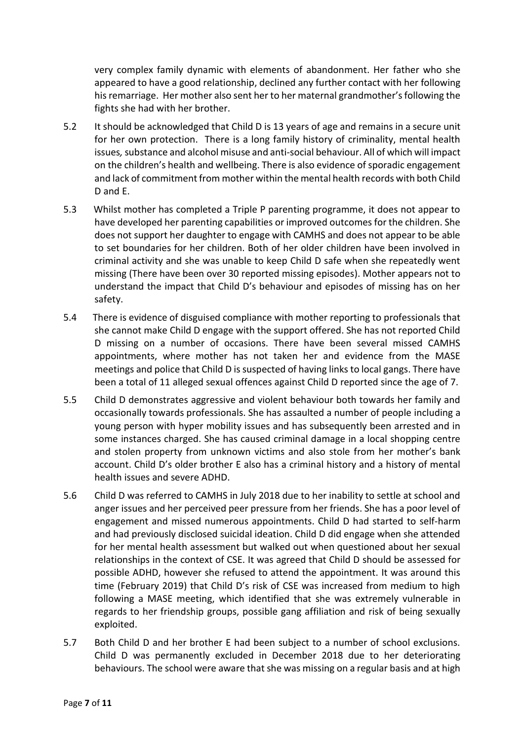very complex family dynamic with elements of abandonment. Her father who she appeared to have a good relationship, declined any further contact with her following his remarriage. Her mother also sent her to her maternal grandmother's following the fights she had with her brother.

5.2 It should be acknowledged that Child D is 13 years of age and remains in a secure unit for her own protection. There is a long family history of criminality, mental health issues, substance and alcohol misuse and anti-social behaviour. All of which will impact on the children's health and wellbeing. There is also evidence of sporadic engagement and lack of commitment from mother within the mental health records with both Child D and E.

5.3 Whilst mother has completed a Triple P parenting programme, it does not appear to have developed her parenting capabilities or improved outcomes for the children. She does not support her daughter to engage with CAMHS and does not appear to be able to set boundaries for her children. Both of her older children have been involved in criminal activity and she was unable to keep Child D safe when she repeatedly went missing (There have been over 30 reported missing episodes). Mother appears not to understand the impact that Child D's behaviour and episodes of missing has on her safety.

5.4 There is evidence of disguised compliance with mother reporting to professionals that she cannot make Child D engage with the support offered. She has not reported Child D missing on a number of occasions. There have been several missed CAMHS appointments, where mother has not taken her and evidence from the MASE meetings and police that Child D is suspected of having links to local gangs. There have been a total of 11 alleged sexual offences against Child D reported since the age of 7.

5.5 Child D demonstrates aggressive and violent behaviour both towards her family and occasionally towards professionals. She has assaulted a number of people including a young person with hyper mobility issues and has subsequently been arrested and in some instances charged. She has caused criminal damage in a local shopping centre and stolen property from unknown victims and also stole from her mother's bank account. Child D's older brother E also has a criminal history and a history of mental health issues and severe ADHD.

5.6 Child D was referred to CAMHS in July 2018 due to her inability to settle at school and anger issues and her perceived peer pressure from her friends. She has a poor level of engagement and missed numerous appointments. Child D had started to self-harm and had previously disclosed suicidal ideation. Child D did engage when she attended for her mental health assessment but walked out when questioned about her sexual relationships in the context of CSE. It was agreed that Child D should be assessed for possible ADHD, however she refused to attend the appointment. It was around this time (February 2019) that Child D's risk of CSE was increased from medium to high following a MASE meeting, which identified that she was extremely vulnerable in regards to her friendship groups, possible gang affiliation and risk of being sexually exploited.

5.7 Both Child D and her brother E had been subject to a number of school exclusions. Child D was permanently excluded in December 2018 due to her deteriorating behaviours. The school were aware that she was missing on a regular basis and at high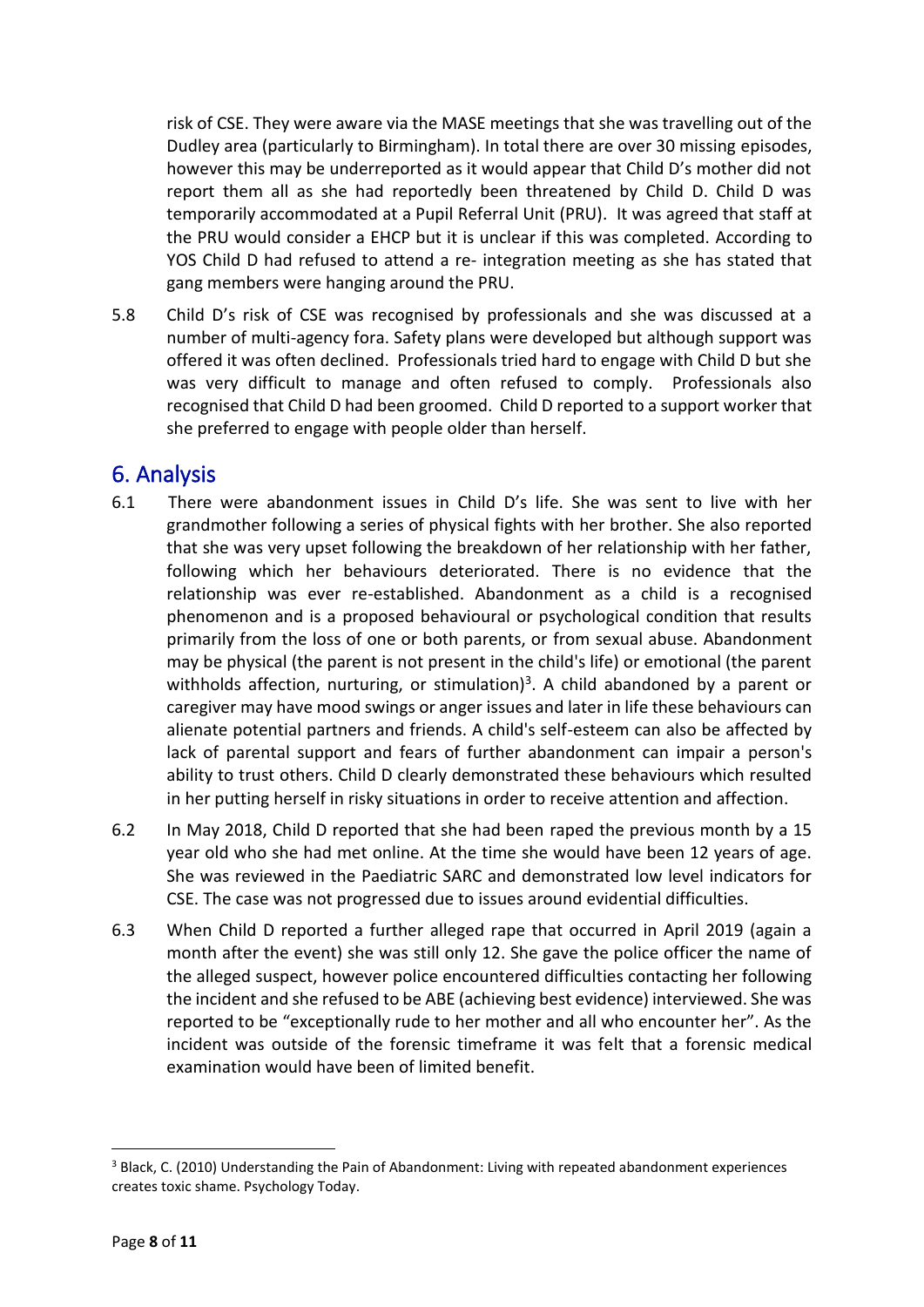risk of CSE. They were aware via the MASE meetings that she was travelling out of the Dudley area (particularly to Birmingham). In total there are over 30 missing episodes, however this may be underreported as it would appear that Child D's mother did not report them all as she had reportedly been threatened by Child D. Child D was temporarily accommodated at a Pupil Referral Unit (PRU). It was agreed that staff at the PRU would consider a EHCP but it is unclear if this was completed. According to YOS Child D had refused to attend a re- integration meeting as she has stated that gang members were hanging around the PRU.

5.8 Child D's risk of CSE was recognised by professionals and she was discussed at a number of multi-agency fora. Safety plans were developed but although support was offered it was often declined. Professionals tried hard to engage with Child D but she was very difficult to manage and often refused to comply. Professionals also recognised that Child D had been groomed. Child D reported to a support worker that she preferred to engage with people older than herself.

## 6. Analysis

6.1 There were abandonment issues in Child D's life. She was sent to live with her grandmother following a series of physical fights with her brother. She also reported that she was very upset following the breakdown of her relationship with her father, following which her behaviours deteriorated. There is no evidence that the relationship was ever re-established. Abandonment as a child is a recognised phenomenon and is a proposed behavioural or psychological condition that results primarily from the loss of one or both parents, or from sexual abuse. Abandonment may be physical (the parent is not present in the child's life) or emotional (the parent withholds affection, nurturing, or stimulation)[3]. A child abandoned by a parent or caregiver may have mood swings or anger issues and later in life these behaviours can alienate potential partners and friends. A child's self-esteem can also be affected by lack of parental support and fears of further abandonment can impair a person's ability to trust others. Child D clearly demonstrated these behaviours which resulted in her putting herself in risky situations in order to receive attention and affection.

6.2 In May 2018, Child D reported that she had been raped the previous month by a 15 year old who she had met online. At the time she would have been 12 years of age. She was reviewed in the Paediatric SARC and demonstrated low level indicators for CSE. The case was not progressed due to issues around evidential difficulties.

6.3 When Child D reported a further alleged rape that occurred in April 2019 (again a month after the event) she was still only 12. She gave the police officer the name of the alleged suspect, however police encountered difficulties contacting her following the incident and she refused to be ABE (achieving best evidence) interviewed. She was reported to be "exceptionally rude to her mother and all who encounter her". As the incident was outside of the forensic timeframe it was felt that a forensic medical examination would have been of limited benefit.

---

[3] Black, C. (2010) Understanding the Pain of Abandonment: Living with repeated abandonment experiences creates toxic shame. Psychology Today.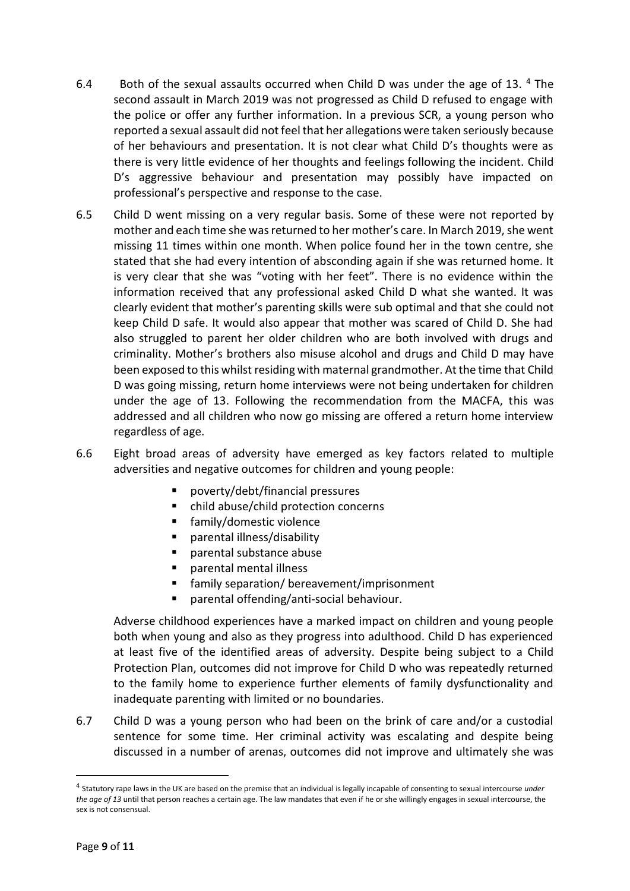6.4 Both of the sexual assaults occurred when Child D was under the age of 13. [4] The second assault in March 2019 was not progressed as Child D refused to engage with the police or offer any further information. In a previous SCR, a young person who reported a sexual assault did not feel that her allegations were taken seriously because of her behaviours and presentation. It is not clear what Child D's thoughts were as there is very little evidence of her thoughts and feelings following the incident. Child D's aggressive behaviour and presentation may possibly have impacted on professional's perspective and response to the case.

6.5 Child D went missing on a very regular basis. Some of these were not reported by mother and each time she was returned to her mother's care. In March 2019, she went missing 11 times within one month. When police found her in the town centre, she stated that she had every intention of absconding again if she was returned home. It is very clear that she was "voting with her feet". There is no evidence within the information received that any professional asked Child D what she wanted. It was clearly evident that mother's parenting skills were sub optimal and that she could not keep Child D safe. It would also appear that mother was scared of Child D. She had also struggled to parent her older children who are both involved with drugs and criminality. Mother's brothers also misuse alcohol and drugs and Child D may have been exposed to this whilst residing with maternal grandmother. At the time that Child D was going missing, return home interviews were not being undertaken for children under the age of 13. Following the recommendation from the MACFA, this was addressed and all children who now go missing are offered a return home interview regardless of age.

6.6 Eight broad areas of adversity have emerged as key factors related to multiple adversities and negative outcomes for children and young people:

- poverty/debt/financial pressures
- child abuse/child protection concerns
- family/domestic violence
- parental illness/disability
- parental substance abuse
- parental mental illness
- family separation/ bereavement/imprisonment
- parental offending/anti-social behaviour.

Adverse childhood experiences have a marked impact on children and young people both when young and also as they progress into adulthood. Child D has experienced at least five of the identified areas of adversity. Despite being subject to a Child Protection Plan, outcomes did not improve for Child D who was repeatedly returned to the family home to experience further elements of family dysfunctionality and inadequate parenting with limited or no boundaries.

6.7 Child D was a young person who had been on the brink of care and/or a custodial sentence for some time. Her criminal activity was escalating and despite being discussed in a number of arenas, outcomes did not improve and ultimately she was

[4] Statutory rape laws in the UK are based on the premise that an individual is legally incapable of consenting to sexual intercourse *under the age of 13* until that person reaches a certain age. The law mandates that even if he or she willingly engages in sexual intercourse, the sex is not consensual.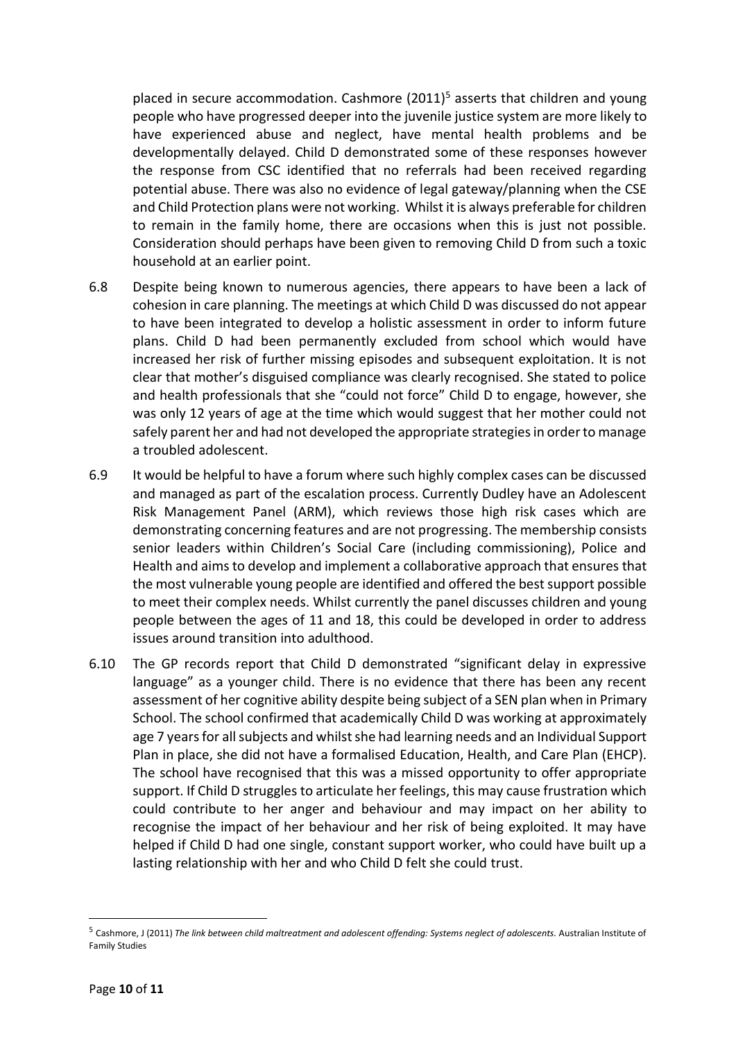placed in secure accommodation. Cashmore (2011)[5] asserts that children and young people who have progressed deeper into the juvenile justice system are more likely to have experienced abuse and neglect, have mental health problems and be developmentally delayed. Child D demonstrated some of these responses however the response from CSC identified that no referrals had been received regarding potential abuse. There was also no evidence of legal gateway/planning when the CSE and Child Protection plans were not working. Whilst it is always preferable for children to remain in the family home, there are occasions when this is just not possible. Consideration should perhaps have been given to removing Child D from such a toxic household at an earlier point.

6.8 Despite being known to numerous agencies, there appears to have been a lack of cohesion in care planning. The meetings at which Child D was discussed do not appear to have been integrated to develop a holistic assessment in order to inform future plans. Child D had been permanently excluded from school which would have increased her risk of further missing episodes and subsequent exploitation. It is not clear that mother's disguised compliance was clearly recognised. She stated to police and health professionals that she "could not force" Child D to engage, however, she was only 12 years of age at the time which would suggest that her mother could not safely parent her and had not developed the appropriate strategies in order to manage a troubled adolescent.

6.9 It would be helpful to have a forum where such highly complex cases can be discussed and managed as part of the escalation process. Currently Dudley have an Adolescent Risk Management Panel (ARM), which reviews those high risk cases which are demonstrating concerning features and are not progressing. The membership consists senior leaders within Children's Social Care (including commissioning), Police and Health and aims to develop and implement a collaborative approach that ensures that the most vulnerable young people are identified and offered the best support possible to meet their complex needs. Whilst currently the panel discusses children and young people between the ages of 11 and 18, this could be developed in order to address issues around transition into adulthood.

6.10 The GP records report that Child D demonstrated "significant delay in expressive language" as a younger child. There is no evidence that there has been any recent assessment of her cognitive ability despite being subject of a SEN plan when in Primary School. The school confirmed that academically Child D was working at approximately age 7 years for all subjects and whilst she had learning needs and an Individual Support Plan in place, she did not have a formalised Education, Health, and Care Plan (EHCP). The school have recognised that this was a missed opportunity to offer appropriate support. If Child D struggles to articulate her feelings, this may cause frustration which could contribute to her anger and behaviour and may impact on her ability to recognise the impact of her behaviour and her risk of being exploited. It may have helped if Child D had one single, constant support worker, who could have built up a lasting relationship with her and who Child D felt she could trust.

---

[5] Cashmore, J (2011) *The link between child maltreatment and adolescent offending: Systems neglect of adolescents.* Australian Institute of Family Studies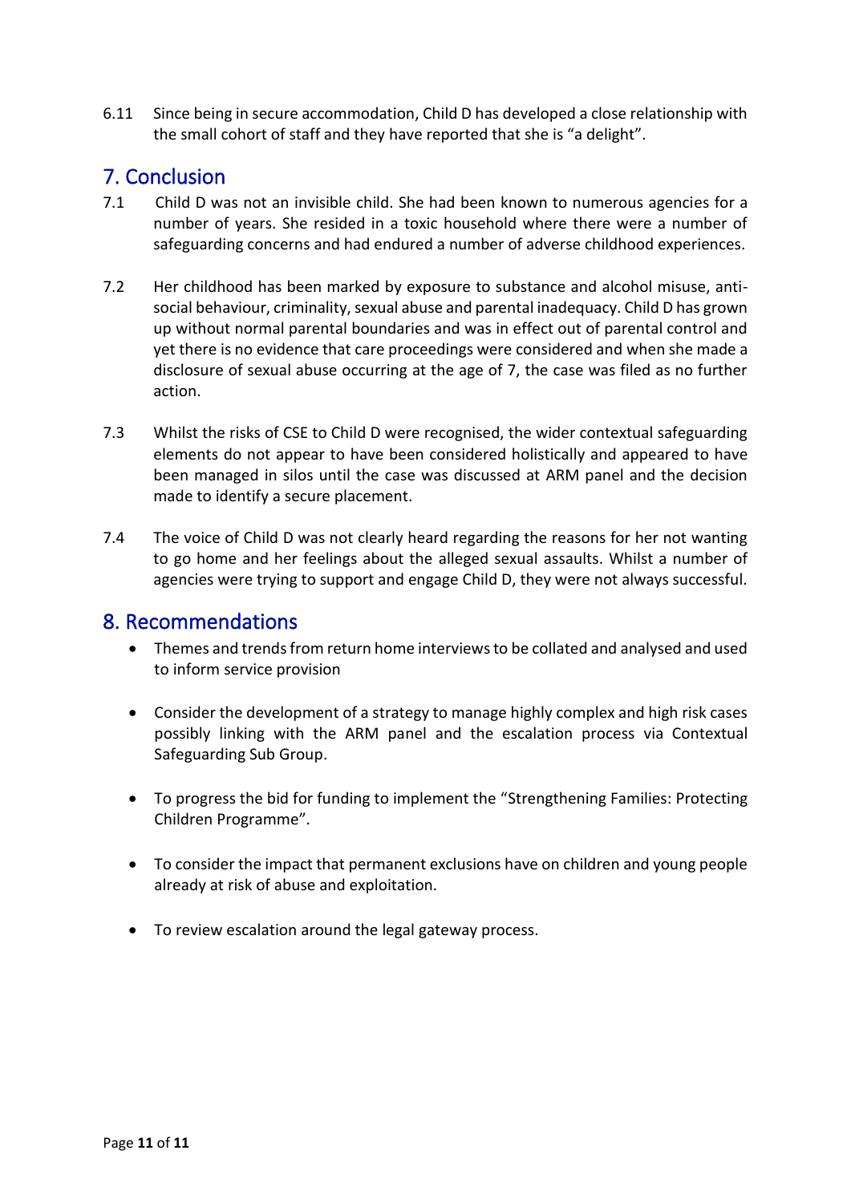6.11 Since being in secure accommodation, Child D has developed a close relationship with the small cohort of staff and they have reported that she is "a delight".

## 7. Conclusion

7.1 Child D was not an invisible child. She had been known to numerous agencies for a number of years. She resided in a toxic household where there were a number of safeguarding concerns and had endured a number of adverse childhood experiences.

7.2 Her childhood has been marked by exposure to substance and alcohol misuse, anti-social behaviour, criminality, sexual abuse and parental inadequacy. Child D has grown up without normal parental boundaries and was in effect out of parental control and yet there is no evidence that care proceedings were considered and when she made a disclosure of sexual abuse occurring at the age of 7, the case was filed as no further action.

7.3 Whilst the risks of CSE to Child D were recognised, the wider contextual safeguarding elements do not appear to have been considered holistically and appeared to have been managed in silos until the case was discussed at ARM panel and the decision made to identify a secure placement.

7.4 The voice of Child D was not clearly heard regarding the reasons for her not wanting to go home and her feelings about the alleged sexual assaults. Whilst a number of agencies were trying to support and engage Child D, they were not always successful.

## 8. Recommendations

- Themes and trends from return home interviews to be collated and analysed and used to inform service provision
- Consider the development of a strategy to manage highly complex and high risk cases possibly linking with the ARM panel and the escalation process via Contextual Safeguarding Sub Group.
- To progress the bid for funding to implement the "Strengthening Families: Protecting Children Programme".
- To consider the impact that permanent exclusions have on children and young people already at risk of abuse and exploitation.
- To review escalation around the legal gateway process.